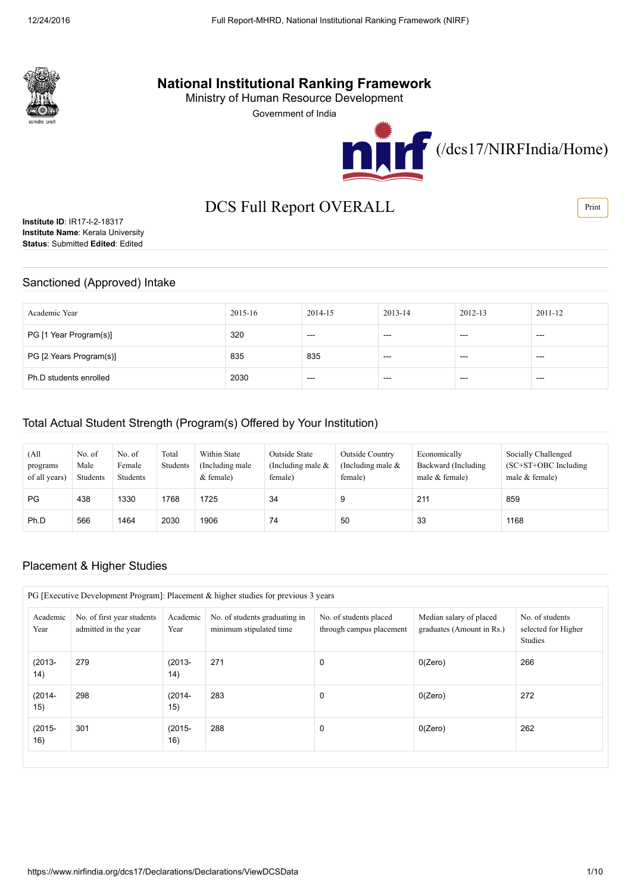# National Institutional Ranking Framework

Ministry of Human Resource Development

Government of India

(/dcs17/NIRFIndia/Home)

## DCS Full Report OVERALL

Print

**Institute ID**: IR17-I-2-18317
**Institute Name**: Kerala University
**Status**: Submitted **Edited**: Edited

### Sanctioned (Approved) Intake

| Academic Year | 2015-16 | 2014-15 | 2013-14 | 2012-13 | 2011-12 |
|---|---|---|---|---|---|
| PG [1 Year Program(s)] | 320 | --- | --- | --- | --- |
| PG [2 Years Program(s)] | 835 | 835 | --- | --- | --- |
| Ph.D students enrolled | 2030 | --- | --- | --- | --- |

### Total Actual Student Strength (Program(s) Offered by Your Institution)

| (All programs of all years) | No. of Male Students | No. of Female Students | Total Students | Within State (Including male & female) | Outside State (Including male & female) | Outside Country (Including male & female) | Economically Backward (Including male & female) | Socially Challenged (SC+ST+OBC Including male & female) |
|---|---|---|---|---|---|---|---|---|
| PG | 438 | 1330 | 1768 | 1725 | 34 | 9 | 211 | 859 |
| Ph.D | 566 | 1464 | 2030 | 1906 | 74 | 50 | 33 | 1168 |

### Placement & Higher Studies

PG [Executive Development Program]: Placement & higher studies for previous 3 years

| Academic Year | No. of first year students admitted in the year | Academic Year | No. of students graduating in minimum stipulated time | No. of students placed through campus placement | Median salary of placed graduates (Amount in Rs.) | No. of students selected for Higher Studies |
|---|---|---|---|---|---|---|
| (2013-14) | 279 | (2013-14) | 271 | 0 | 0(Zero) | 266 |
| (2014-15) | 298 | (2014-15) | 283 | 0 | 0(Zero) | 272 |
| (2015-16) | 301 | (2015-16) | 288 | 0 | 0(Zero) | 262 |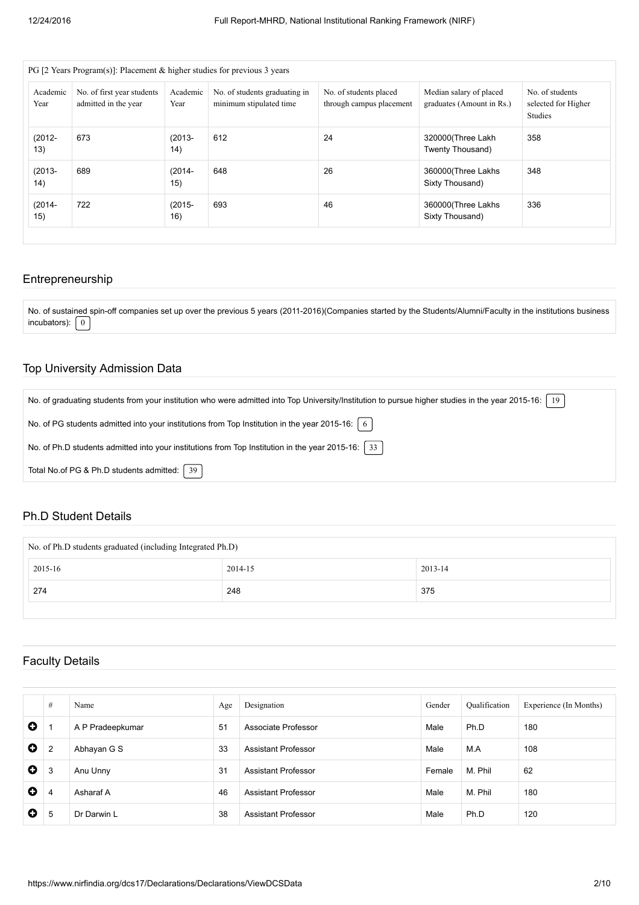PG [2 Years Program(s)]: Placement & higher studies for previous 3 years

| Academic Year | No. of first year students admitted in the year | Academic Year | No. of students graduating in minimum stipulated time | No. of students placed through campus placement | Median salary of placed graduates (Amount in Rs.) | No. of students selected for Higher Studies |
|---|---|---|---|---|---|---|
| (2012-13) | 673 | (2013-14) | 612 | 24 | 320000(Three Lakh Twenty Thousand) | 358 |
| (2013-14) | 689 | (2014-15) | 648 | 26 | 360000(Three Lakhs Sixty Thousand) | 348 |
| (2014-15) | 722 | (2015-16) | 693 | 46 | 360000(Three Lakhs Sixty Thousand) | 336 |

## Entrepreneurship

No. of sustained spin-off companies set up over the previous 5 years (2011-2016)(Companies started by the Students/Alumni/Faculty in the institutions business incubators): 0

## Top University Admission Data

No. of graduating students from your institution who were admitted into Top University/Institution to pursue higher studies in the year 2015-16: 19

No. of PG students admitted into your institutions from Top Institution in the year 2015-16: 6

No. of Ph.D students admitted into your institutions from Top Institution in the year 2015-16: 33

Total No.of PG & Ph.D students admitted: 39

## Ph.D Student Details

No. of Ph.D students graduated (including Integrated Ph.D)

| 2015-16 | 2014-15 | 2013-14 |
|---|---|---|
| 274 | 248 | 375 |

## Faculty Details

| # | Name | Age | Designation | Gender | Qualification | Experience (In Months) |
|---|---|---|---|---|---|---|
| 1 | A P Pradeepkumar | 51 | Associate Professor | Male | Ph.D | 180 |
| 2 | Abhayan G S | 33 | Assistant Professor | Male | M.A | 108 |
| 3 | Anu Unny | 31 | Assistant Professor | Female | M. Phil | 62 |
| 4 | Asharaf A | 46 | Assistant Professor | Male | M. Phil | 180 |
| 5 | Dr Darwin L | 38 | Assistant Professor | Male | Ph.D | 120 |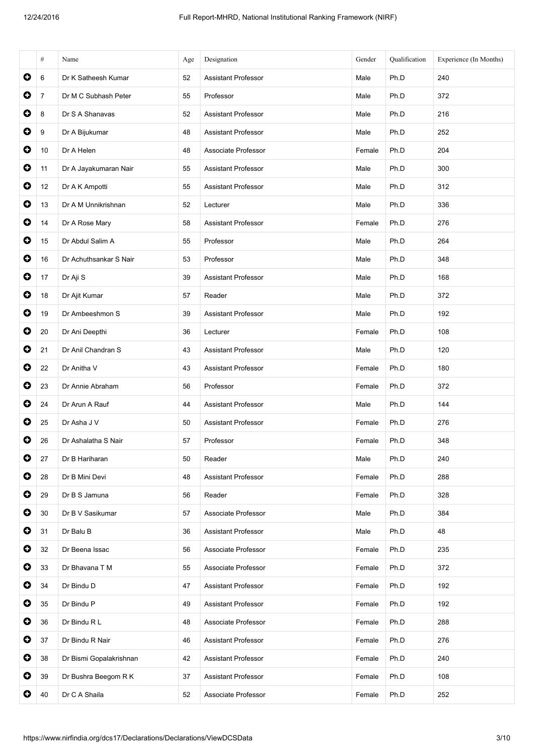| | # | Name | Age | Designation | Gender | Qualification | Experience (In Months) |
|---|---|---|---|---|---|---|---|
| ⊕ | 6 | Dr K Satheesh Kumar | 52 | Assistant Professor | Male | Ph.D | 240 |
| ⊕ | 7 | Dr M C Subhash Peter | 55 | Professor | Male | Ph.D | 372 |
| ⊕ | 8 | Dr S A Shanavas | 52 | Assistant Professor | Male | Ph.D | 216 |
| ⊕ | 9 | Dr A Bijukumar | 48 | Assistant Professor | Male | Ph.D | 252 |
| ⊕ | 10 | Dr A Helen | 48 | Associate Professor | Female | Ph.D | 204 |
| ⊕ | 11 | Dr A Jayakumaran Nair | 55 | Assistant Professor | Male | Ph.D | 300 |
| ⊕ | 12 | Dr A K Ampotti | 55 | Assistant Professor | Male | Ph.D | 312 |
| ⊕ | 13 | Dr A M Unnikrishnan | 52 | Lecturer | Male | Ph.D | 336 |
| ⊕ | 14 | Dr A Rose Mary | 58 | Assistant Professor | Female | Ph.D | 276 |
| ⊕ | 15 | Dr Abdul Salim A | 55 | Professor | Male | Ph.D | 264 |
| ⊕ | 16 | Dr Achuthsankar S Nair | 53 | Professor | Male | Ph.D | 348 |
| ⊕ | 17 | Dr Aji S | 39 | Assistant Professor | Male | Ph.D | 168 |
| ⊕ | 18 | Dr Ajit Kumar | 57 | Reader | Male | Ph.D | 372 |
| ⊕ | 19 | Dr Ambeeshmon S | 39 | Assistant Professor | Male | Ph.D | 192 |
| ⊕ | 20 | Dr Ani Deepthi | 36 | Lecturer | Female | Ph.D | 108 |
| ⊕ | 21 | Dr Anil Chandran S | 43 | Assistant Professor | Male | Ph.D | 120 |
| ⊕ | 22 | Dr Anitha V | 43 | Assistant Professor | Female | Ph.D | 180 |
| ⊕ | 23 | Dr Annie Abraham | 56 | Professor | Female | Ph.D | 372 |
| ⊕ | 24 | Dr Arun A Rauf | 44 | Assistant Professor | Male | Ph.D | 144 |
| ⊕ | 25 | Dr Asha J V | 50 | Assistant Professor | Female | Ph.D | 276 |
| ⊕ | 26 | Dr Ashalatha S Nair | 57 | Professor | Female | Ph.D | 348 |
| ⊕ | 27 | Dr B Hariharan | 50 | Reader | Male | Ph.D | 240 |
| ⊕ | 28 | Dr B Mini Devi | 48 | Assistant Professor | Female | Ph.D | 288 |
| ⊕ | 29 | Dr B S Jamuna | 56 | Reader | Female | Ph.D | 328 |
| ⊕ | 30 | Dr B V Sasikumar | 57 | Associate Professor | Male | Ph.D | 384 |
| ⊕ | 31 | Dr Balu B | 36 | Assistant Professor | Male | Ph.D | 48 |
| ⊕ | 32 | Dr Beena Issac | 56 | Associate Professor | Female | Ph.D | 235 |
| ⊕ | 33 | Dr Bhavana T M | 55 | Associate Professor | Female | Ph.D | 372 |
| ⊕ | 34 | Dr Bindu D | 47 | Assistant Professor | Female | Ph.D | 192 |
| ⊕ | 35 | Dr Bindu P | 49 | Assistant Professor | Female | Ph.D | 192 |
| ⊕ | 36 | Dr Bindu R L | 48 | Associate Professor | Female | Ph.D | 288 |
| ⊕ | 37 | Dr Bindu R Nair | 46 | Assistant Professor | Female | Ph.D | 276 |
| ⊕ | 38 | Dr Bismi Gopalakrishnan | 42 | Assistant Professor | Female | Ph.D | 240 |
| ⊕ | 39 | Dr Bushra Beegom R K | 37 | Assistant Professor | Female | Ph.D | 108 |
| ⊕ | 40 | Dr C A Shaila | 52 | Associate Professor | Female | Ph.D | 252 |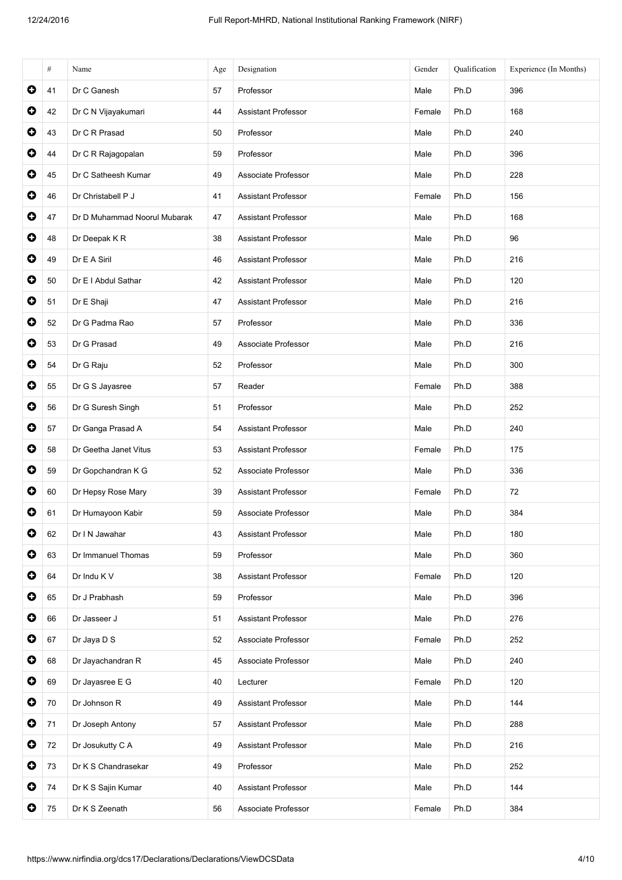| | # | Name | Age | Designation | Gender | Qualification | Experience (In Months) |
|---|---|---|---|---|---|---|---|
| | 41 | Dr C Ganesh | 57 | Professor | Male | Ph.D | 396 |
| | 42 | Dr C N Vijayakumari | 44 | Assistant Professor | Female | Ph.D | 168 |
| | 43 | Dr C R Prasad | 50 | Professor | Male | Ph.D | 240 |
| | 44 | Dr C R Rajagopalan | 59 | Professor | Male | Ph.D | 396 |
| | 45 | Dr C Satheesh Kumar | 49 | Associate Professor | Male | Ph.D | 228 |
| | 46 | Dr Christabell P J | 41 | Assistant Professor | Female | Ph.D | 156 |
| | 47 | Dr D Muhammad Noorul Mubarak | 47 | Assistant Professor | Male | Ph.D | 168 |
| | 48 | Dr Deepak K R | 38 | Assistant Professor | Male | Ph.D | 96 |
| | 49 | Dr E A Siril | 46 | Assistant Professor | Male | Ph.D | 216 |
| | 50 | Dr E I Abdul Sathar | 42 | Assistant Professor | Male | Ph.D | 120 |
| | 51 | Dr E Shaji | 47 | Assistant Professor | Male | Ph.D | 216 |
| | 52 | Dr G Padma Rao | 57 | Professor | Male | Ph.D | 336 |
| | 53 | Dr G Prasad | 49 | Associate Professor | Male | Ph.D | 216 |
| | 54 | Dr G Raju | 52 | Professor | Male | Ph.D | 300 |
| | 55 | Dr G S Jayasree | 57 | Reader | Female | Ph.D | 388 |
| | 56 | Dr G Suresh Singh | 51 | Professor | Male | Ph.D | 252 |
| | 57 | Dr Ganga Prasad A | 54 | Assistant Professor | Male | Ph.D | 240 |
| | 58 | Dr Geetha Janet Vitus | 53 | Assistant Professor | Female | Ph.D | 175 |
| | 59 | Dr Gopchandran K G | 52 | Associate Professor | Male | Ph.D | 336 |
| | 60 | Dr Hepsy Rose Mary | 39 | Assistant Professor | Female | Ph.D | 72 |
| | 61 | Dr Humayoon Kabir | 59 | Associate Professor | Male | Ph.D | 384 |
| | 62 | Dr I N Jawahar | 43 | Assistant Professor | Male | Ph.D | 180 |
| | 63 | Dr Immanuel Thomas | 59 | Professor | Male | Ph.D | 360 |
| | 64 | Dr Indu K V | 38 | Assistant Professor | Female | Ph.D | 120 |
| | 65 | Dr J Prabhash | 59 | Professor | Male | Ph.D | 396 |
| | 66 | Dr Jasseer J | 51 | Assistant Professor | Male | Ph.D | 276 |
| | 67 | Dr Jaya D S | 52 | Associate Professor | Female | Ph.D | 252 |
| | 68 | Dr Jayachandran R | 45 | Associate Professor | Male | Ph.D | 240 |
| | 69 | Dr Jayasree E G | 40 | Lecturer | Female | Ph.D | 120 |
| | 70 | Dr Johnson R | 49 | Assistant Professor | Male | Ph.D | 144 |
| | 71 | Dr Joseph Antony | 57 | Assistant Professor | Male | Ph.D | 288 |
| | 72 | Dr Josukutty C A | 49 | Assistant Professor | Male | Ph.D | 216 |
| | 73 | Dr K S Chandrasekar | 49 | Professor | Male | Ph.D | 252 |
| | 74 | Dr K S Sajin Kumar | 40 | Assistant Professor | Male | Ph.D | 144 |
| | 75 | Dr K S Zeenath | 56 | Associate Professor | Female | Ph.D | 384 |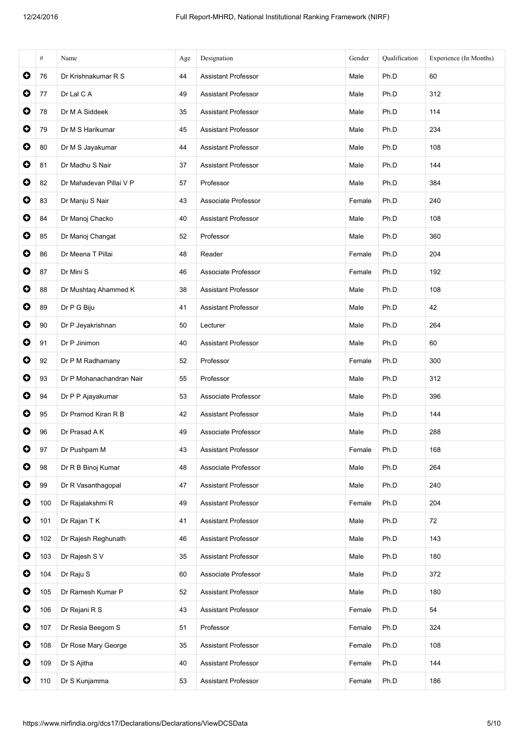| | # | Name | Age | Designation | Gender | Qualification | Experience (In Months) |
|---|---|---|---|---|---|---|---|
| ➕ | 76 | Dr Krishnakumar R S | 44 | Assistant Professor | Male | Ph.D | 60 |
| ➕ | 77 | Dr Lal C A | 49 | Assistant Professor | Male | Ph.D | 312 |
| ➕ | 78 | Dr M A Siddeek | 35 | Assistant Professor | Male | Ph.D | 114 |
| ➕ | 79 | Dr M S Harikumar | 45 | Assistant Professor | Male | Ph.D | 234 |
| ➕ | 80 | Dr M S Jayakumar | 44 | Assistant Professor | Male | Ph.D | 108 |
| ➕ | 81 | Dr Madhu S Nair | 37 | Assistant Professor | Male | Ph.D | 144 |
| ➕ | 82 | Dr Mahadevan Pillai V P | 57 | Professor | Male | Ph.D | 384 |
| ➕ | 83 | Dr Manju S Nair | 43 | Associate Professor | Female | Ph.D | 240 |
| ➕ | 84 | Dr Manoj Chacko | 40 | Assistant Professor | Male | Ph.D | 108 |
| ➕ | 85 | Dr Manoj Changat | 52 | Professor | Male | Ph.D | 360 |
| ➕ | 86 | Dr Meena T Pillai | 48 | Reader | Female | Ph.D | 204 |
| ➕ | 87 | Dr Mini S | 46 | Associate Professor | Female | Ph.D | 192 |
| ➕ | 88 | Dr Mushtaq Ahammed K | 38 | Assistant Professor | Male | Ph.D | 108 |
| ➕ | 89 | Dr P G Biju | 41 | Assistant Professor | Male | Ph.D | 42 |
| ➕ | 90 | Dr P Jeyakrishnan | 50 | Lecturer | Male | Ph.D | 264 |
| ➕ | 91 | Dr P Jinimon | 40 | Assistant Professor | Male | Ph.D | 60 |
| ➕ | 92 | Dr P M Radhamany | 52 | Professor | Female | Ph.D | 300 |
| ➕ | 93 | Dr P Mohanachandran Nair | 55 | Professor | Male | Ph.D | 312 |
| ➕ | 94 | Dr P P Ajayakumar | 53 | Associate Professor | Male | Ph.D | 396 |
| ➕ | 95 | Dr Pramod Kiran R B | 42 | Assistant Professor | Male | Ph.D | 144 |
| ➕ | 96 | Dr Prasad A K | 49 | Associate Professor | Male | Ph.D | 288 |
| ➕ | 97 | Dr Pushpam M | 43 | Assistant Professor | Female | Ph.D | 168 |
| ➕ | 98 | Dr R B Binoj Kumar | 48 | Associate Professor | Male | Ph.D | 264 |
| ➕ | 99 | Dr R Vasanthagopal | 47 | Assistant Professor | Male | Ph.D | 240 |
| ➕ | 100 | Dr Rajalakshmi R | 49 | Assistant Professor | Female | Ph.D | 204 |
| ➕ | 101 | Dr Rajan T K | 41 | Assistant Professor | Male | Ph.D | 72 |
| ➕ | 102 | Dr Rajesh Reghunath | 46 | Assistant Professor | Male | Ph.D | 143 |
| ➕ | 103 | Dr Rajesh S V | 35 | Assistant Professor | Male | Ph.D | 180 |
| ➕ | 104 | Dr Raju S | 60 | Associate Professor | Male | Ph.D | 372 |
| ➕ | 105 | Dr Ramesh Kumar P | 52 | Assistant Professor | Male | Ph.D | 180 |
| ➕ | 106 | Dr Rejani R S | 43 | Assistant Professor | Female | Ph.D | 54 |
| ➕ | 107 | Dr Resia Beegom S | 51 | Professor | Female | Ph.D | 324 |
| ➕ | 108 | Dr Rose Mary George | 35 | Assistant Professor | Female | Ph.D | 108 |
| ➕ | 109 | Dr S Ajitha | 40 | Assistant Professor | Female | Ph.D | 144 |
| ➕ | 110 | Dr S Kunjamma | 53 | Assistant Professor | Female | Ph.D | 186 |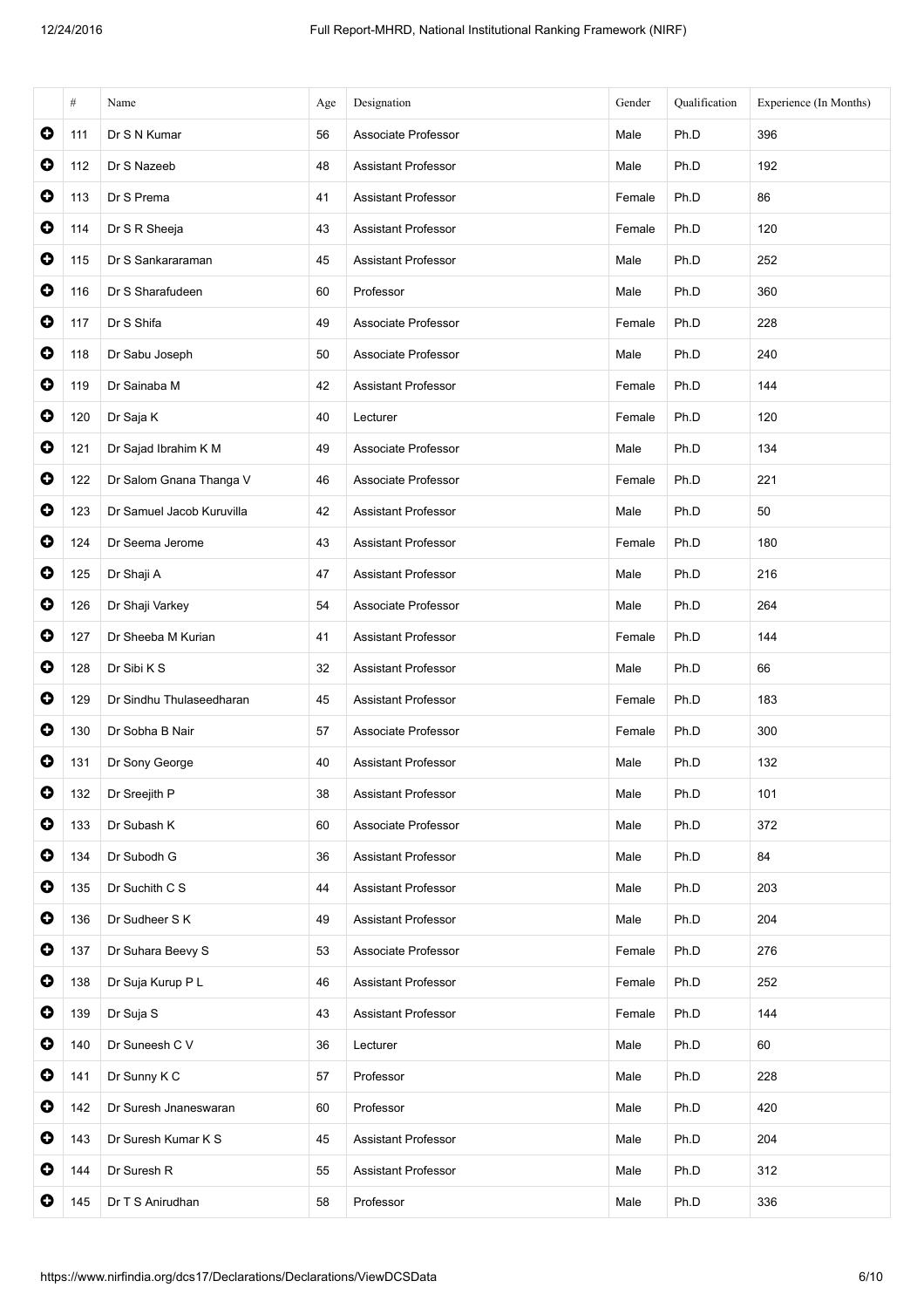| | # | Name | Age | Designation | Gender | Qualification | Experience (In Months) |
|---|---|---|---|---|---|---|---|
| ➕ | 111 | Dr S N Kumar | 56 | Associate Professor | Male | Ph.D | 396 |
| ➕ | 112 | Dr S Nazeeb | 48 | Assistant Professor | Male | Ph.D | 192 |
| ➕ | 113 | Dr S Prema | 41 | Assistant Professor | Female | Ph.D | 86 |
| ➕ | 114 | Dr S R Sheeja | 43 | Assistant Professor | Female | Ph.D | 120 |
| ➕ | 115 | Dr S Sankararaman | 45 | Assistant Professor | Male | Ph.D | 252 |
| ➕ | 116 | Dr S Sharafudeen | 60 | Professor | Male | Ph.D | 360 |
| ➕ | 117 | Dr S Shifa | 49 | Associate Professor | Female | Ph.D | 228 |
| ➕ | 118 | Dr Sabu Joseph | 50 | Associate Professor | Male | Ph.D | 240 |
| ➕ | 119 | Dr Sainaba M | 42 | Assistant Professor | Female | Ph.D | 144 |
| ➕ | 120 | Dr Saja K | 40 | Lecturer | Female | Ph.D | 120 |
| ➕ | 121 | Dr Sajad Ibrahim K M | 49 | Associate Professor | Male | Ph.D | 134 |
| ➕ | 122 | Dr Salom Gnana Thanga V | 46 | Associate Professor | Female | Ph.D | 221 |
| ➕ | 123 | Dr Samuel Jacob Kuruvilla | 42 | Assistant Professor | Male | Ph.D | 50 |
| ➕ | 124 | Dr Seema Jerome | 43 | Assistant Professor | Female | Ph.D | 180 |
| ➕ | 125 | Dr Shaji A | 47 | Assistant Professor | Male | Ph.D | 216 |
| ➕ | 126 | Dr Shaji Varkey | 54 | Associate Professor | Male | Ph.D | 264 |
| ➕ | 127 | Dr Sheeba M Kurian | 41 | Assistant Professor | Female | Ph.D | 144 |
| ➕ | 128 | Dr Sibi K S | 32 | Assistant Professor | Male | Ph.D | 66 |
| ➕ | 129 | Dr Sindhu Thulaseedharan | 45 | Assistant Professor | Female | Ph.D | 183 |
| ➕ | 130 | Dr Sobha B Nair | 57 | Associate Professor | Female | Ph.D | 300 |
| ➕ | 131 | Dr Sony George | 40 | Assistant Professor | Male | Ph.D | 132 |
| ➕ | 132 | Dr Sreejith P | 38 | Assistant Professor | Male | Ph.D | 101 |
| ➕ | 133 | Dr Subash K | 60 | Associate Professor | Male | Ph.D | 372 |
| ➕ | 134 | Dr Subodh G | 36 | Assistant Professor | Male | Ph.D | 84 |
| ➕ | 135 | Dr Suchith C S | 44 | Assistant Professor | Male | Ph.D | 203 |
| ➕ | 136 | Dr Sudheer S K | 49 | Assistant Professor | Male | Ph.D | 204 |
| ➕ | 137 | Dr Suhara Beevy S | 53 | Associate Professor | Female | Ph.D | 276 |
| ➕ | 138 | Dr Suja Kurup P L | 46 | Assistant Professor | Female | Ph.D | 252 |
| ➕ | 139 | Dr Suja S | 43 | Assistant Professor | Female | Ph.D | 144 |
| ➕ | 140 | Dr Suneesh C V | 36 | Lecturer | Male | Ph.D | 60 |
| ➕ | 141 | Dr Sunny K C | 57 | Professor | Male | Ph.D | 228 |
| ➕ | 142 | Dr Suresh Jnaneswaran | 60 | Professor | Male | Ph.D | 420 |
| ➕ | 143 | Dr Suresh Kumar K S | 45 | Assistant Professor | Male | Ph.D | 204 |
| ➕ | 144 | Dr Suresh R | 55 | Assistant Professor | Male | Ph.D | 312 |
| ➕ | 145 | Dr T S Anirudhan | 58 | Professor | Male | Ph.D | 336 |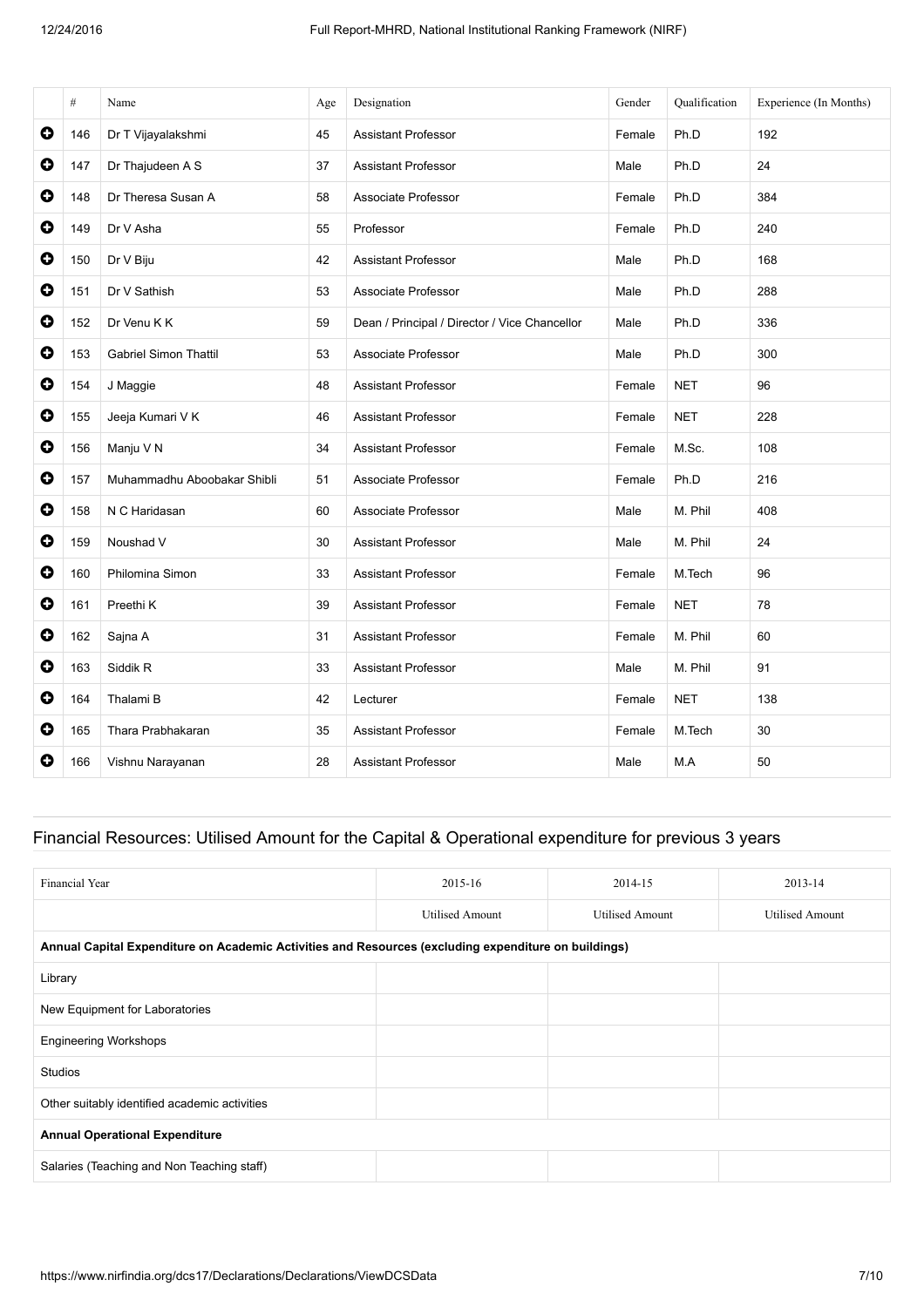|  | # | Name | Age | Designation | Gender | Qualification | Experience (In Months) |
|---|---|---|---|---|---|---|---|
| ➕ | 146 | Dr T Vijayalakshmi | 45 | Assistant Professor | Female | Ph.D | 192 |
| ➕ | 147 | Dr Thajudeen A S | 37 | Assistant Professor | Male | Ph.D | 24 |
| ➕ | 148 | Dr Theresa Susan A | 58 | Associate Professor | Female | Ph.D | 384 |
| ➕ | 149 | Dr V Asha | 55 | Professor | Female | Ph.D | 240 |
| ➕ | 150 | Dr V Biju | 42 | Assistant Professor | Male | Ph.D | 168 |
| ➕ | 151 | Dr V Sathish | 53 | Associate Professor | Male | Ph.D | 288 |
| ➕ | 152 | Dr Venu K K | 59 | Dean / Principal / Director / Vice Chancellor | Male | Ph.D | 336 |
| ➕ | 153 | Gabriel Simon Thattil | 53 | Associate Professor | Male | Ph.D | 300 |
| ➕ | 154 | J Maggie | 48 | Assistant Professor | Female | NET | 96 |
| ➕ | 155 | Jeeja Kumari V K | 46 | Assistant Professor | Female | NET | 228 |
| ➕ | 156 | Manju V N | 34 | Assistant Professor | Female | M.Sc. | 108 |
| ➕ | 157 | Muhammadhu Aboobakar Shibli | 51 | Associate Professor | Female | Ph.D | 216 |
| ➕ | 158 | N C Haridasan | 60 | Associate Professor | Male | M. Phil | 408 |
| ➕ | 159 | Noushad V | 30 | Assistant Professor | Male | M. Phil | 24 |
| ➕ | 160 | Philomina Simon | 33 | Assistant Professor | Female | M.Tech | 96 |
| ➕ | 161 | Preethi K | 39 | Assistant Professor | Female | NET | 78 |
| ➕ | 162 | Sajna A | 31 | Assistant Professor | Female | M. Phil | 60 |
| ➕ | 163 | Siddik R | 33 | Assistant Professor | Male | M. Phil | 91 |
| ➕ | 164 | Thalami B | 42 | Lecturer | Female | NET | 138 |
| ➕ | 165 | Thara Prabhakaran | 35 | Assistant Professor | Female | M.Tech | 30 |
| ➕ | 166 | Vishnu Narayanan | 28 | Assistant Professor | Male | M.A | 50 |

## Financial Resources: Utilised Amount for the Capital & Operational expenditure for previous 3 years

| Financial Year | 2015-16 | 2014-15 | 2013-14 |
|---|---|---|---|
| | Utilised Amount | Utilised Amount | Utilised Amount |
| **Annual Capital Expenditure on Academic Activities and Resources (excluding expenditure on buildings)** | | | |
| Library | | | |
| New Equipment for Laboratories | | | |
| Engineering Workshops | | | |
| Studios | | | |
| Other suitably identified academic activities | | | |
| **Annual Operational Expenditure** | | | |
| Salaries (Teaching and Non Teaching staff) | | | |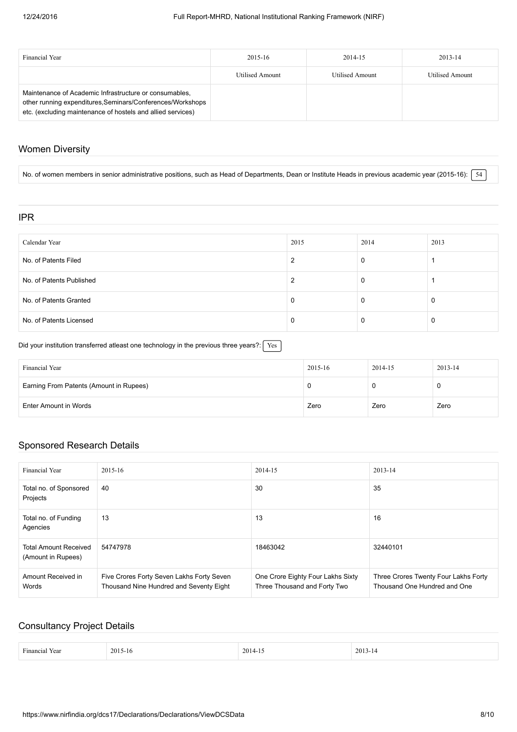| Financial Year | 2015-16 | 2014-15 | 2013-14 |
|---|---|---|---|
| | Utilised Amount | Utilised Amount | Utilised Amount |
| Maintenance of Academic Infrastructure or consumables, other running expenditures,Seminars/Conferences/Workshops etc. (excluding maintenance of hostels and allied services) | | | |

## Women Diversity

No. of women members in senior administrative positions, such as Head of Departments, Dean or Institute Heads in previous academic year (2015-16): 54

## IPR

| Calendar Year | 2015 | 2014 | 2013 |
|---|---|---|---|
| No. of Patents Filed | 2 | 0 | 1 |
| No. of Patents Published | 2 | 0 | 1 |
| No. of Patents Granted | 0 | 0 | 0 |
| No. of Patents Licensed | 0 | 0 | 0 |

Did your institution transferred atleast one technology in the previous three years?: Yes

| Financial Year | 2015-16 | 2014-15 | 2013-14 |
|---|---|---|---|
| Earning From Patents (Amount in Rupees) | 0 | 0 | 0 |
| Enter Amount in Words | Zero | Zero | Zero |

## Sponsored Research Details

| Financial Year | 2015-16 | 2014-15 | 2013-14 |
|---|---|---|---|
| Total no. of Sponsored Projects | 40 | 30 | 35 |
| Total no. of Funding Agencies | 13 | 13 | 16 |
| Total Amount Received (Amount in Rupees) | 54747978 | 18463042 | 32440101 |
| Amount Received in Words | Five Crores Forty Seven Lakhs Forty Seven Thousand Nine Hundred and Seventy Eight | One Crore Eighty Four Lakhs Sixty Three Thousand and Forty Two | Three Crores Twenty Four Lakhs Forty Thousand One Hundred and One |

## Consultancy Project Details

| Financial Year | 2015-16 | 2014-15 | 2013-14 |
|---|---|---|---|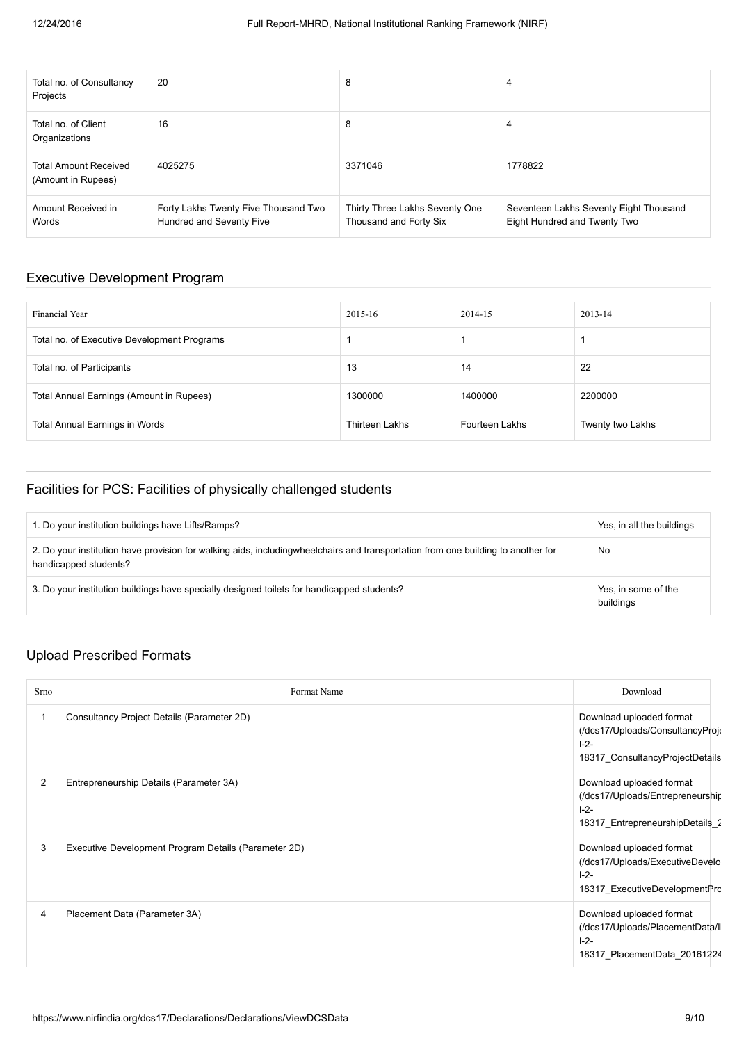| Total no. of Consultancy Projects | 20 | 8 | 4 |
|---|---|---|---|
| Total no. of Client Organizations | 16 | 8 | 4 |
| Total Amount Received (Amount in Rupees) | 4025275 | 3371046 | 1778822 |
| Amount Received in Words | Forty Lakhs Twenty Five Thousand Two Hundred and Seventy Five | Thirty Three Lakhs Seventy One Thousand and Forty Six | Seventeen Lakhs Seventy Eight Thousand Eight Hundred and Twenty Two |

## Executive Development Program

| Financial Year | 2015-16 | 2014-15 | 2013-14 |
|---|---|---|---|
| Total no. of Executive Development Programs | 1 | 1 | 1 |
| Total no. of Participants | 13 | 14 | 22 |
| Total Annual Earnings (Amount in Rupees) | 1300000 | 1400000 | 2200000 |
| Total Annual Earnings in Words | Thirteen Lakhs | Fourteen Lakhs | Twenty two Lakhs |

## Facilities for PCS: Facilities of physically challenged students

| | |
|---|---|
| 1. Do your institution buildings have Lifts/Ramps? | Yes, in all the buildings |
| 2. Do your institution have provision for walking aids, includingwheelchairs and transportation from one building to another for handicapped students? | No |
| 3. Do your institution buildings have specially designed toilets for handicapped students? | Yes, in some of the buildings |

## Upload Prescribed Formats

| Srno | Format Name | Download |
|---|---|---|
| 1 | Consultancy Project Details (Parameter 2D) | Download uploaded format (/dcs17/Uploads/ConsultancyProje I-2-18317_ConsultancyProjectDetails |
| 2 | Entrepreneurship Details (Parameter 3A) | Download uploaded format (/dcs17/Uploads/Entrepreneurship I-2-18317_EntrepreneurshipDetails_2 |
| 3 | Executive Development Program Details (Parameter 2D) | Download uploaded format (/dcs17/Uploads/ExecutiveDevelo I-2-18317_ExecutiveDevelopmentPro |
| 4 | Placement Data (Parameter 3A) | Download uploaded format (/dcs17/Uploads/PlacementData/I I-2-18317_PlacementData_20161224 |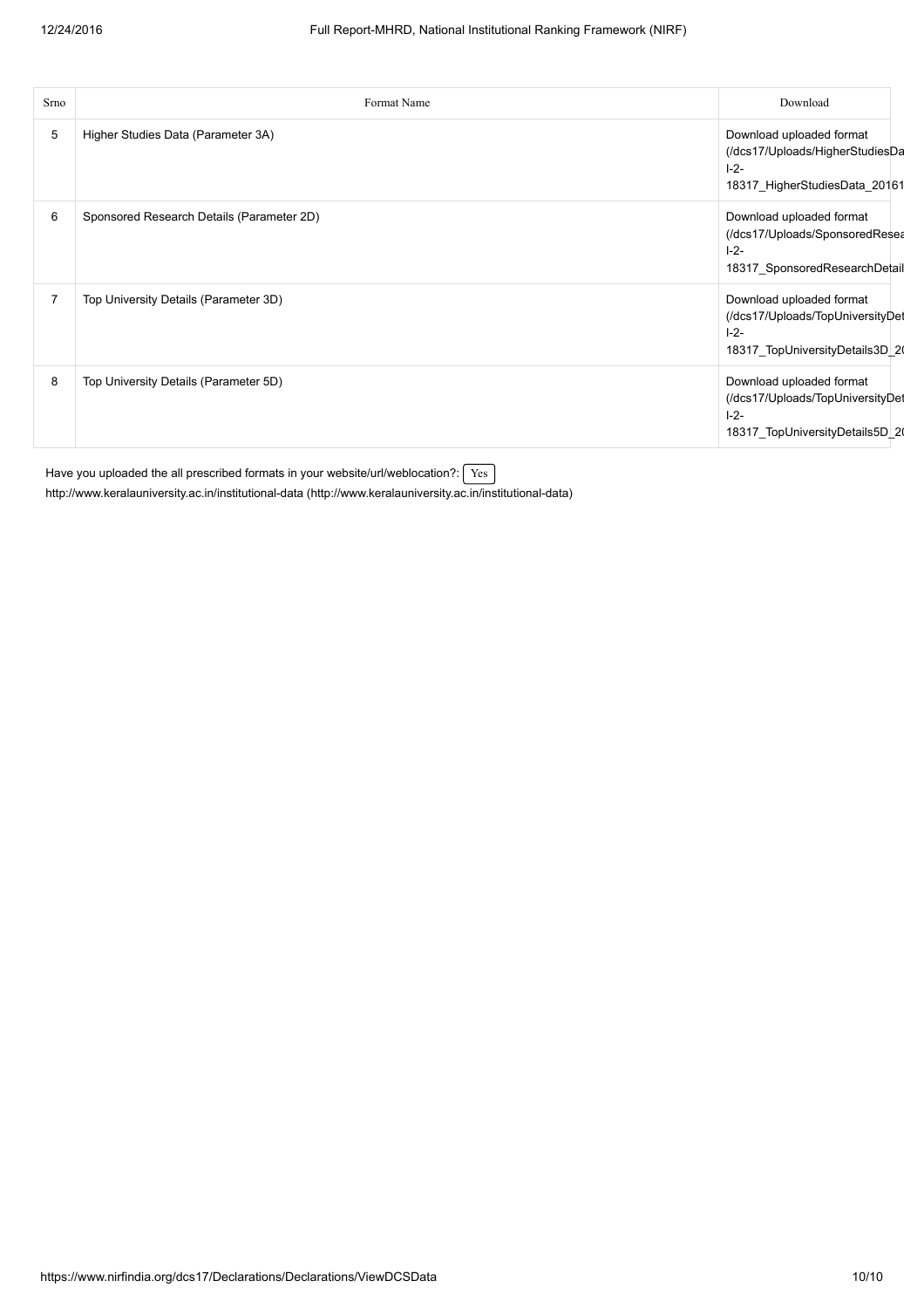| Srno | Format Name | Download |
|---|---|---|
| 5 | Higher Studies Data (Parameter 3A) | Download uploaded format (/dcs17/Uploads/HigherStudiesDa I-2- 18317_HigherStudiesData_20161 |
| 6 | Sponsored Research Details (Parameter 2D) | Download uploaded format (/dcs17/Uploads/SponsoredResea I-2- 18317_SponsoredResearchDetail |
| 7 | Top University Details (Parameter 3D) | Download uploaded format (/dcs17/Uploads/TopUniversityDet I-2- 18317_TopUniversityDetails3D_2( |
| 8 | Top University Details (Parameter 5D) | Download uploaded format (/dcs17/Uploads/TopUniversityDet I-2- 18317_TopUniversityDetails5D_2( |

Have you uploaded the all prescribed formats in your website/url/weblocation?: Yes

http://www.keralauniversity.ac.in/institutional-data (http://www.keralauniversity.ac.in/institutional-data)